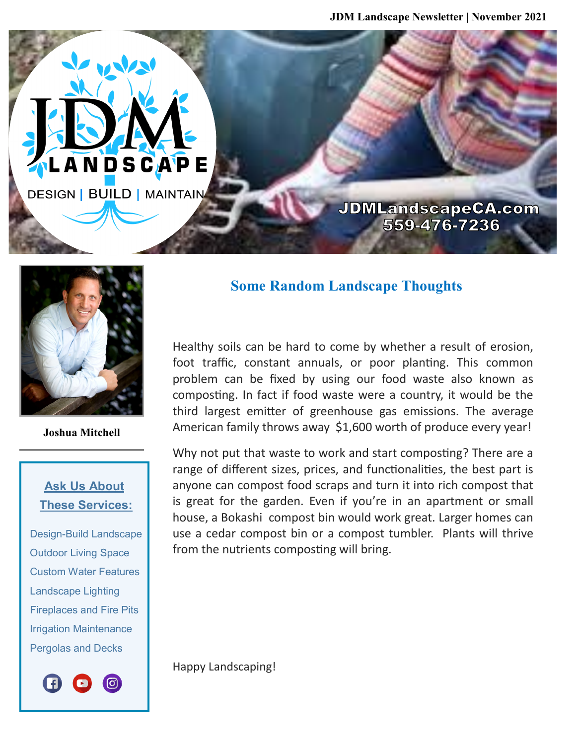JDM Landscape Newsletter | November 2021

JDM LANDSCAPE

DESIGN | BUILD | MAINTAIN

JDMLandscapeCA.com
559-476-7236

**Joshua Mitchell**

**Ask Us About These Services:**

- Design-Build Landscape
- Outdoor Living Space
- Custom Water Features
- Landscape Lighting
- Fireplaces and Fire Pits
- Irrigation Maintenance
- Pergolas and Decks

## Some Random Landscape Thoughts

Healthy soils can be hard to come by whether a result of erosion, foot traffic, constant annuals, or poor planting. This common problem can be fixed by using our food waste also known as composting. In fact if food waste were a country, it would be the third largest emitter of greenhouse gas emissions. The average American family throws away $1,600 worth of produce every year!

Why not put that waste to work and start composting? There are a range of different sizes, prices, and functionalities, the best part is anyone can compost food scraps and turn it into rich compost that is great for the garden. Even if you're in an apartment or small house, a Bokashi compost bin would work great. Larger homes can use a cedar compost bin or a compost tumbler. Plants will thrive from the nutrients composting will bring.

Happy Landscaping!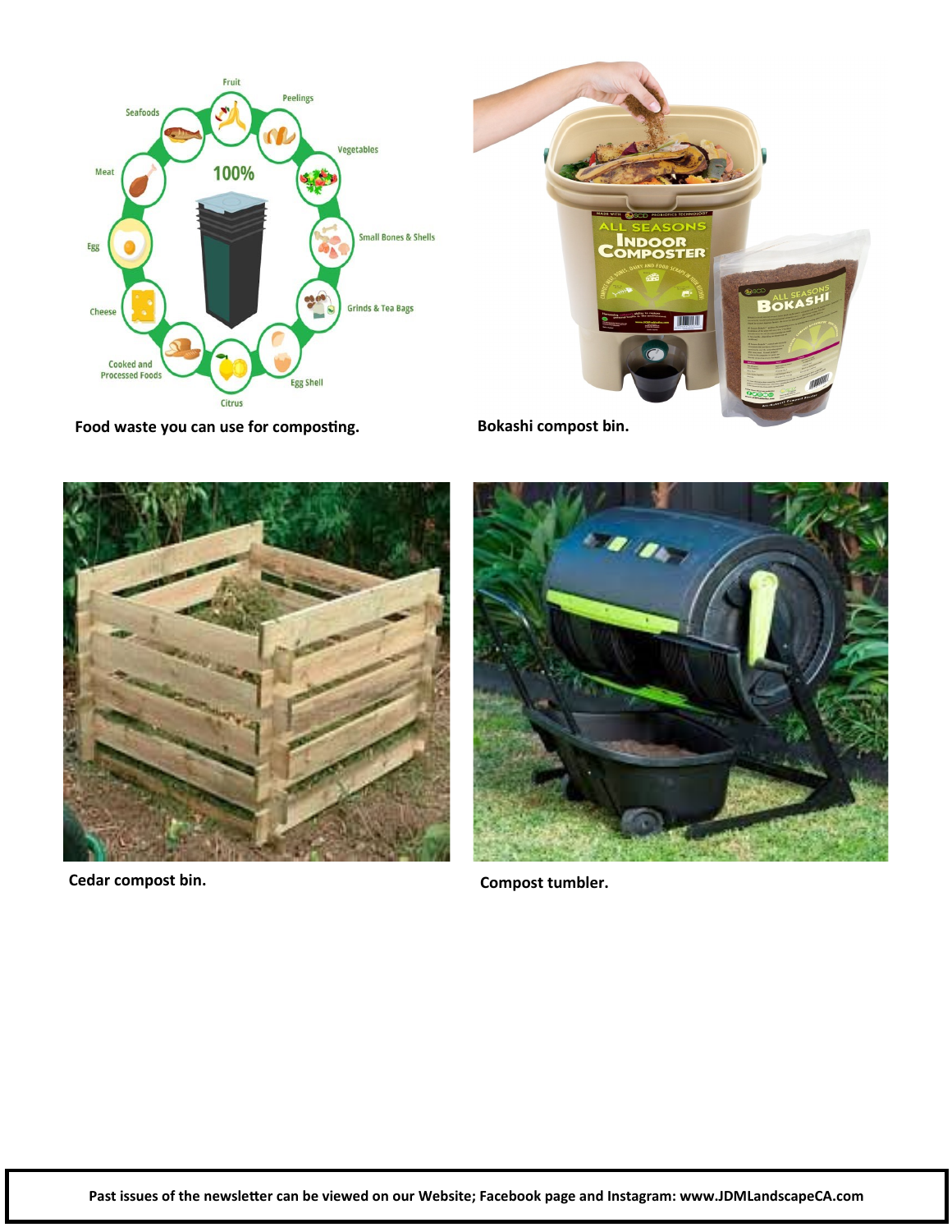Food waste you can use for composting.

Bokashi compost bin.

Cedar compost bin.

Compost tumbler.

**Past issues of the newsletter can be viewed on our Website; Facebook page and Instagram: www.JDMLandscapeCA.com**